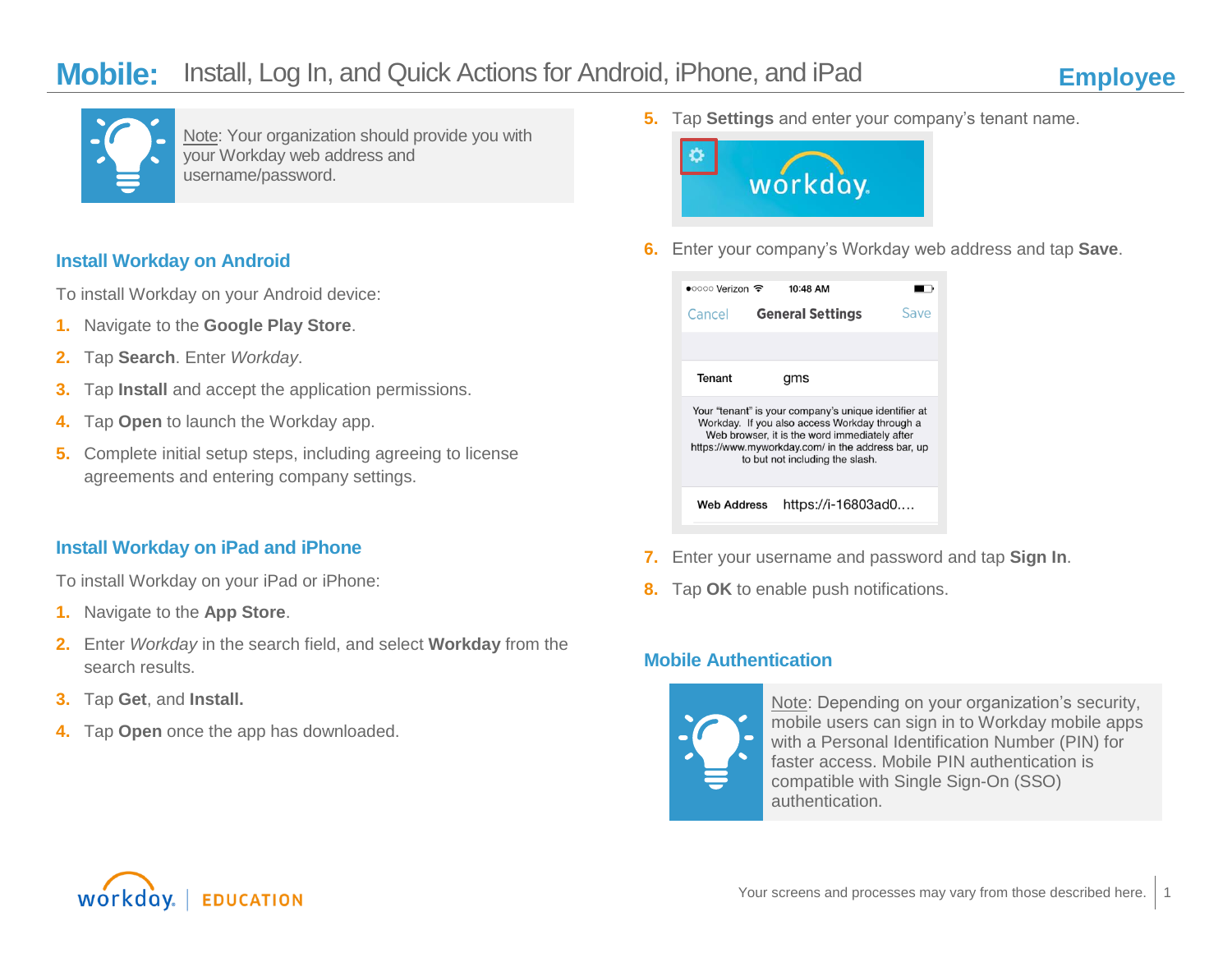# Mobile: Install, Log In, and Quick Actions for Android, iPhone, and iPad

Employee

Note: Your organization should provide you with your Workday web address and username/password.

## Install Workday on Android

To install Workday on your Android device:

1. Navigate to the **Google Play Store**.
2. Tap **Search**. Enter *Workday*.
3. Tap **Install** and accept the application permissions.
4. Tap **Open** to launch the Workday app.
5. Complete initial setup steps, including agreeing to license agreements and entering company settings.

## Install Workday on iPad and iPhone

To install Workday on your iPad or iPhone:

1. Navigate to the **App Store**.
2. Enter *Workday* in the search field, and select **Workday** from the search results.
3. Tap **Get**, and **Install.**
4. Tap **Open** once the app has downloaded.
5. Tap **Settings** and enter your company's tenant name.
6. Enter your company's Workday web address and tap **Save**.
7. Enter your username and password and tap **Sign In**.
8. Tap **OK** to enable push notifications.

## Mobile Authentication

Note: Depending on your organization's security, mobile users can sign in to Workday mobile apps with a Personal Identification Number (PIN) for faster access. Mobile PIN authentication is compatible with Single Sign-On (SSO) authentication.

Your screens and processes may vary from those described here.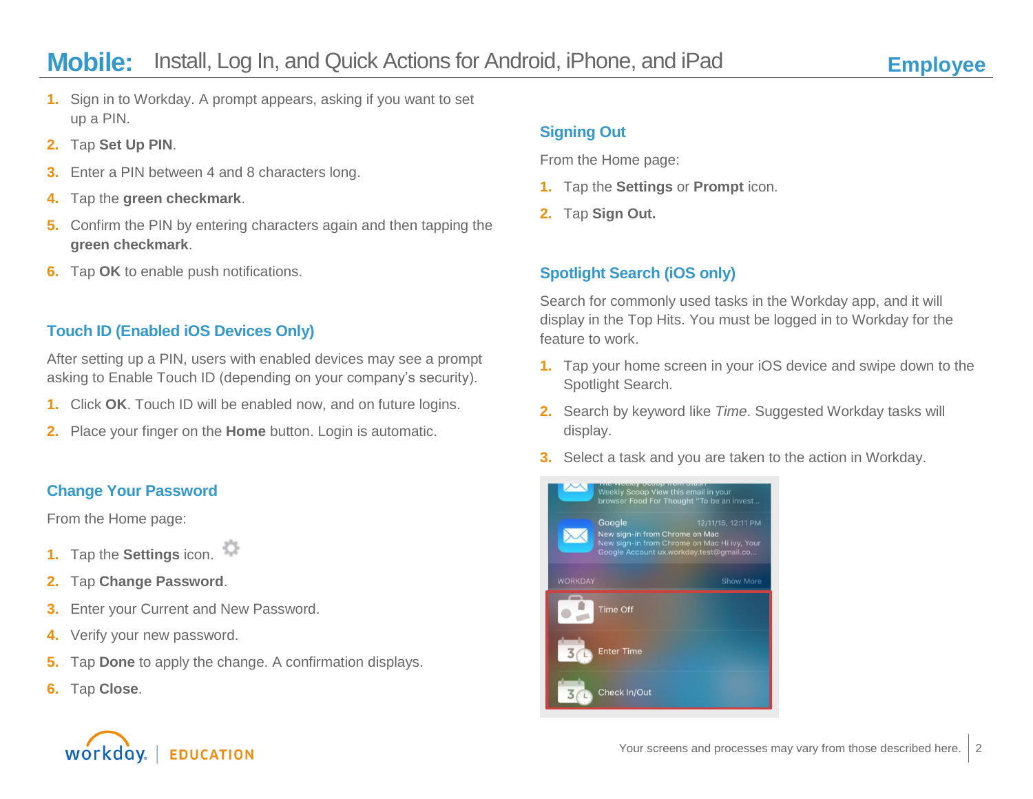# Mobile: Install, Log In, and Quick Actions for Android, iPhone, and iPad

**Employee**

1. Sign in to Workday. A prompt appears, asking if you want to set up a PIN.
2. Tap **Set Up PIN**.
3. Enter a PIN between 4 and 8 characters long.
4. Tap the **green checkmark**.
5. Confirm the PIN by entering characters again and then tapping the **green checkmark**.
6. Tap **OK** to enable push notifications.

## Touch ID (Enabled iOS Devices Only)

After setting up a PIN, users with enabled devices may see a prompt asking to Enable Touch ID (depending on your company's security).

1. Click **OK**. Touch ID will be enabled now, and on future logins.
2. Place your finger on the **Home** button. Login is automatic.

## Change Your Password

From the Home page:

1. Tap the **Settings** icon.
2. Tap **Change Password**.
3. Enter your Current and New Password.
4. Verify your new password.
5. Tap **Done** to apply the change. A confirmation displays.
6. Tap **Close**.

## Signing Out

From the Home page:

1. Tap the **Settings** or **Prompt** icon.
2. Tap **Sign Out.**

## Spotlight Search (iOS only)

Search for commonly used tasks in the Workday app, and it will display in the Top Hits. You must be logged in to Workday for the feature to work.

1. Tap your home screen in your iOS device and swipe down to the Spotlight Search.
2. Search by keyword like *Time*. Suggested Workday tasks will display.
3. Select a task and you are taken to the action in Workday.

Your screens and processes may vary from those described here.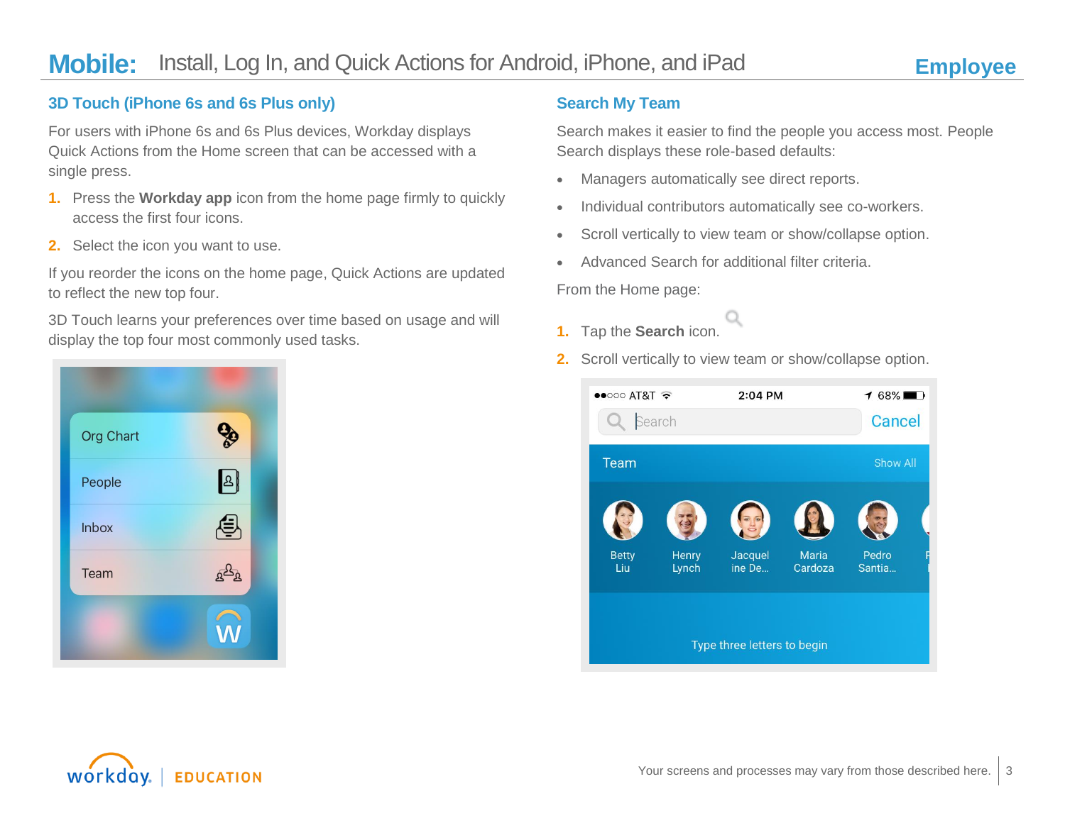# Mobile: Install, Log In, and Quick Actions for Android, iPhone, and iPad

**Employee**

## 3D Touch (iPhone 6s and 6s Plus only)

For users with iPhone 6s and 6s Plus devices, Workday displays Quick Actions from the Home screen that can be accessed with a single press.

1. Press the **Workday app** icon from the home page firmly to quickly access the first four icons.
2. Select the icon you want to use.

If you reorder the icons on the home page, Quick Actions are updated to reflect the new top four.

3D Touch learns your preferences over time based on usage and will display the top four most commonly used tasks.

## Search My Team

Search makes it easier to find the people you access most. People Search displays these role-based defaults:

- Managers automatically see direct reports.
- Individual contributors automatically see co-workers.
- Scroll vertically to view team or show/collapse option.
- Advanced Search for additional filter criteria.

From the Home page:

1. Tap the **Search** icon.
2. Scroll vertically to view team or show/collapse option.

Your screens and processes may vary from those described here.